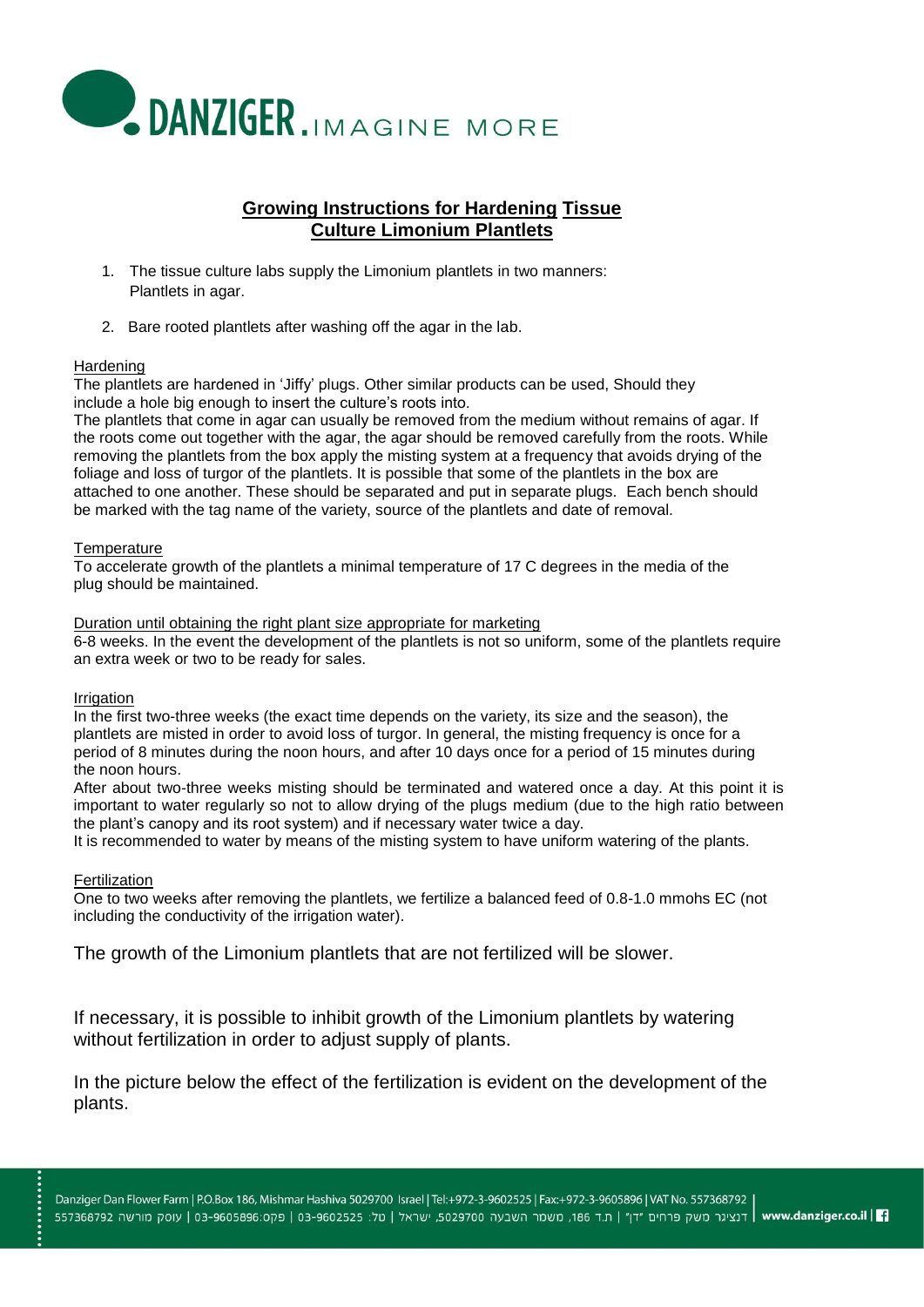# Growing Instructions for Hardening Tissue Culture Limonium Plantlets

1. The tissue culture labs supply the Limonium plantlets in two manners:
   Plantlets in agar.

2. Bare rooted plantlets after washing off the agar in the lab.

## Hardening

The plantlets are hardened in 'Jiffy' plugs. Other similar products can be used, Should they include a hole big enough to insert the culture's roots into.

The plantlets that come in agar can usually be removed from the medium without remains of agar. If the roots come out together with the agar, the agar should be removed carefully from the roots. While removing the plantlets from the box apply the misting system at a frequency that avoids drying of the foliage and loss of turgor of the plantlets. It is possible that some of the plantlets in the box are attached to one another. These should be separated and put in separate plugs. Each bench should be marked with the tag name of the variety, source of the plantlets and date of removal.

## Temperature

To accelerate growth of the plantlets a minimal temperature of 17 C degrees in the media of the plug should be maintained.

## Duration until obtaining the right plant size appropriate for marketing

6-8 weeks. In the event the development of the plantlets is not so uniform, some of the plantlets require an extra week or two to be ready for sales.

## Irrigation

In the first two-three weeks (the exact time depends on the variety, its size and the season), the plantlets are misted in order to avoid loss of turgor. In general, the misting frequency is once for a period of 8 minutes during the noon hours, and after 10 days once for a period of 15 minutes during the noon hours.

After about two-three weeks misting should be terminated and watered once a day. At this point it is important to water regularly so not to allow drying of the plugs medium (due to the high ratio between the plant's canopy and its root system) and if necessary water twice a day.

It is recommended to water by means of the misting system to have uniform watering of the plants.

## Fertilization

One to two weeks after removing the plantlets, we fertilize a balanced feed of 0.8-1.0 mmohs EC (not including the conductivity of the irrigation water).

The growth of the Limonium plantlets that are not fertilized will be slower.

If necessary, it is possible to inhibit growth of the Limonium plantlets by watering without fertilization in order to adjust supply of plants.

In the picture below the effect of the fertilization is evident on the development of the plants.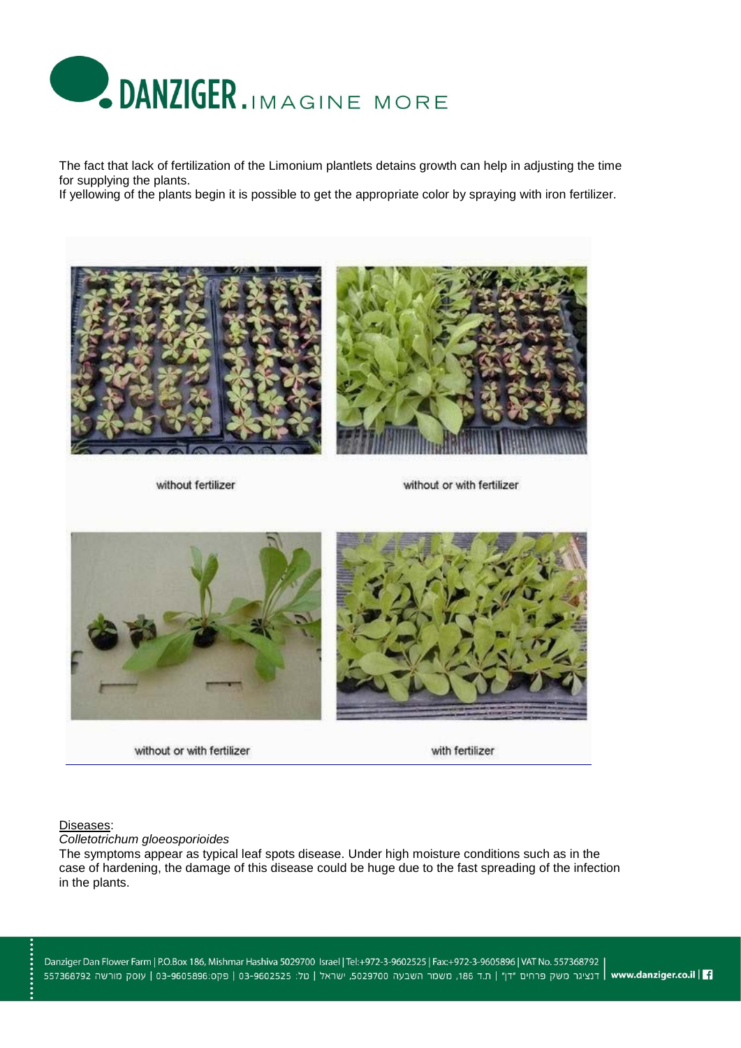The fact that lack of fertilization of the Limonium plantlets detains growth can help in adjusting the time for supplying the plants.
If yellowing of the plants begin it is possible to get the appropriate color by spraying with iron fertilizer.

without fertilizer

without or with fertilizer

without or with fertilizer

with fertilizer

Diseases:

*Colletotrichum gloeosporioides*

The symptoms appear as typical leaf spots disease. Under high moisture conditions such as in the case of hardening, the damage of this disease could be huge due to the fast spreading of the infection in the plants.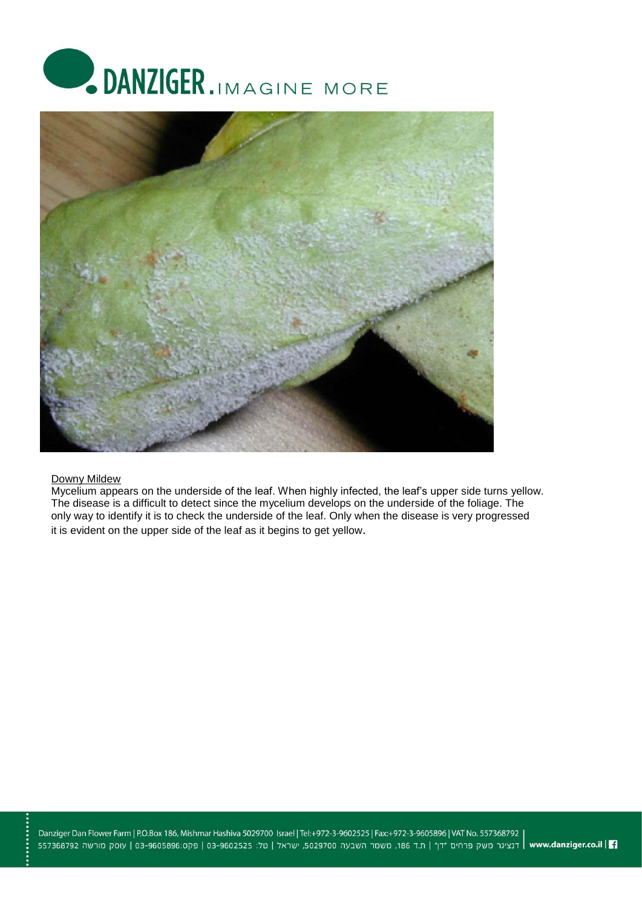Downy Mildew

Mycelium appears on the underside of the leaf. When highly infected, the leaf's upper side turns yellow. The disease is a difficult to detect since the mycelium develops on the underside of the foliage. The only way to identify it is to check the underside of the leaf. Only when the disease is very progressed it is evident on the upper side of the leaf as it begins to get yellow.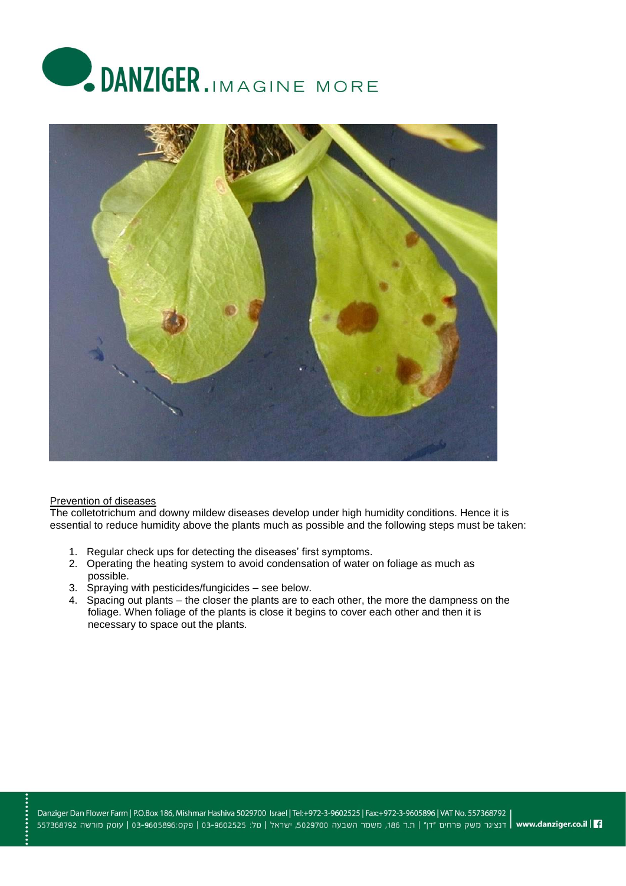Prevention of diseases

The colletotrichum and downy mildew diseases develop under high humidity conditions. Hence it is essential to reduce humidity above the plants much as possible and the following steps must be taken:

1. Regular check ups for detecting the diseases' first symptoms.
2. Operating the heating system to avoid condensation of water on foliage as much as possible.
3. Spraying with pesticides/fungicides – see below.
4. Spacing out plants – the closer the plants are to each other, the more the dampness on the foliage. When foliage of the plants is close it begins to cover each other and then it is necessary to space out the plants.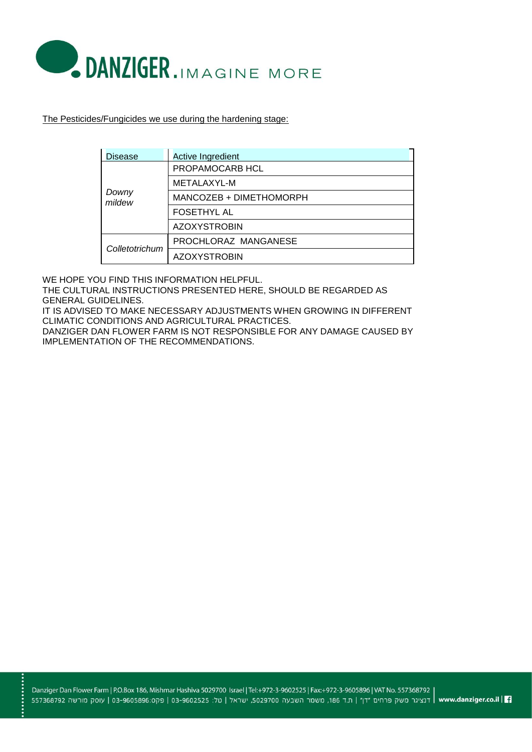The Pesticides/Fungicides we use during the hardening stage:

| Disease | Active Ingredient |
|---|---|
| *Downy mildew* | PROPAMOCARB HCL |
| | METALAXYL-M |
| | MANCOZEB + DIMETHOMORPH |
| | FOSETHYL AL |
| | AZOXYSTROBIN |
| *Colletotrichum* | PROCHLORAZ MANGANESE |
| | AZOXYSTROBIN |

WE HOPE YOU FIND THIS INFORMATION HELPFUL.
THE CULTURAL INSTRUCTIONS PRESENTED HERE, SHOULD BE REGARDED AS GENERAL GUIDELINES.
IT IS ADVISED TO MAKE NECESSARY ADJUSTMENTS WHEN GROWING IN DIFFERENT CLIMATIC CONDITIONS AND AGRICULTURAL PRACTICES.
DANZIGER DAN FLOWER FARM IS NOT RESPONSIBLE FOR ANY DAMAGE CAUSED BY IMPLEMENTATION OF THE RECOMMENDATIONS.